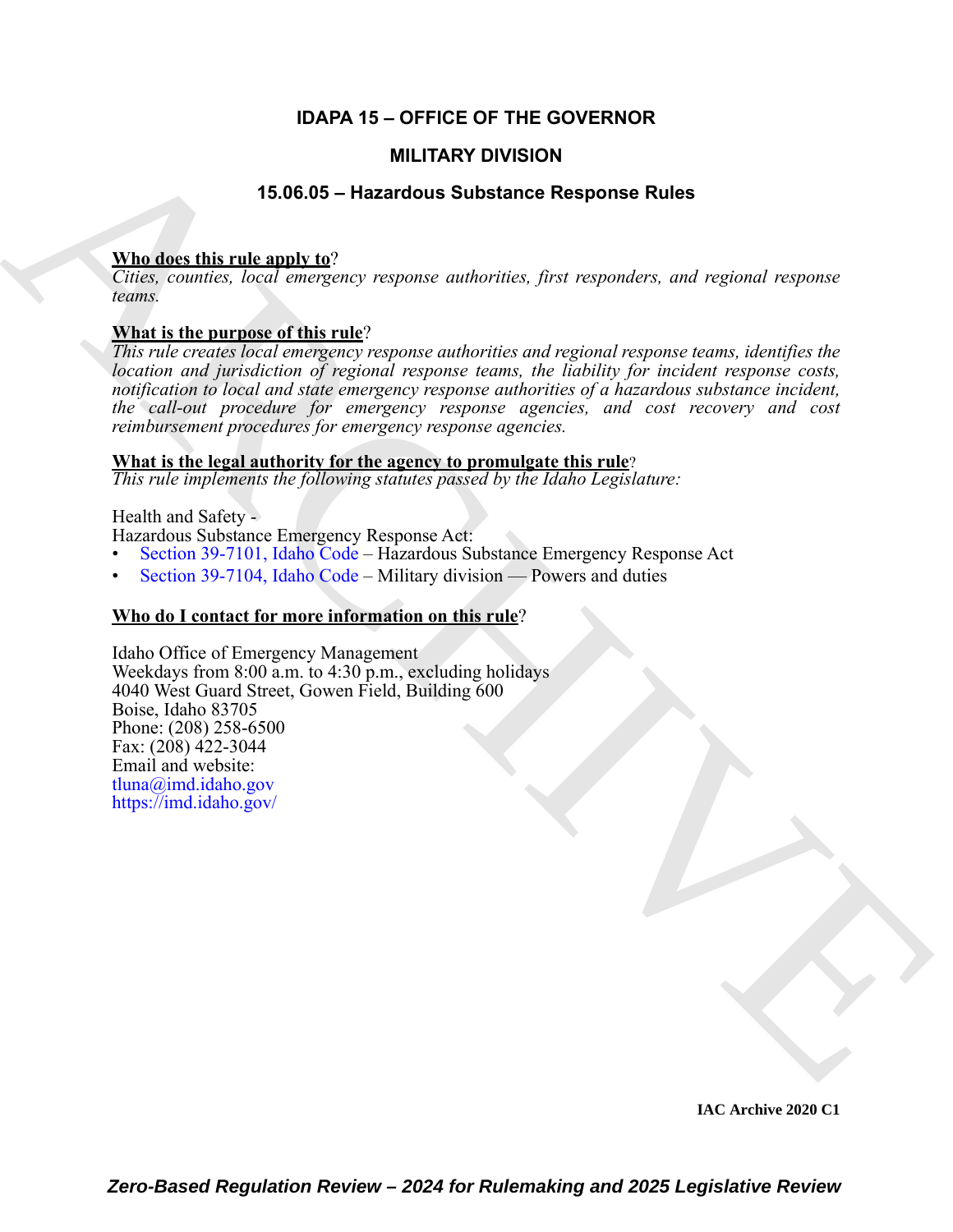# IDAPA 15 – OFFICE OF THE GOVERNOR

## MILITARY DIVISION

### 15.06.05 – Hazardous Substance Response Rules

**Who does this rule apply to**?
*Cities, counties, local emergency response authorities, first responders, and regional response teams.*

**What is the purpose of this rule**?
*This rule creates local emergency response authorities and regional response teams, identifies the location and jurisdiction of regional response teams, the liability for incident response costs, notification to local and state emergency response authorities of a hazardous substance incident, the call-out procedure for emergency response agencies, and cost recovery and cost reimbursement procedures for emergency response agencies.*

**What is the legal authority for the agency to promulgate this rule**?
*This rule implements the following statutes passed by the Idaho Legislature:*

Health and Safety -
Hazardous Substance Emergency Response Act:
- Section 39-7101, Idaho Code – Hazardous Substance Emergency Response Act
- Section 39-7104, Idaho Code – Military division — Powers and duties

**Who do I contact for more information on this rule**?

Idaho Office of Emergency Management
Weekdays from 8:00 a.m. to 4:30 p.m., excluding holidays
4040 West Guard Street, Gowen Field, Building 600
Boise, Idaho 83705
Phone: (208) 258-6500
Fax: (208) 422-3044
Email and website:
tluna@imd.idaho.gov
https://imd.idaho.gov/

IAC Archive 2020 C1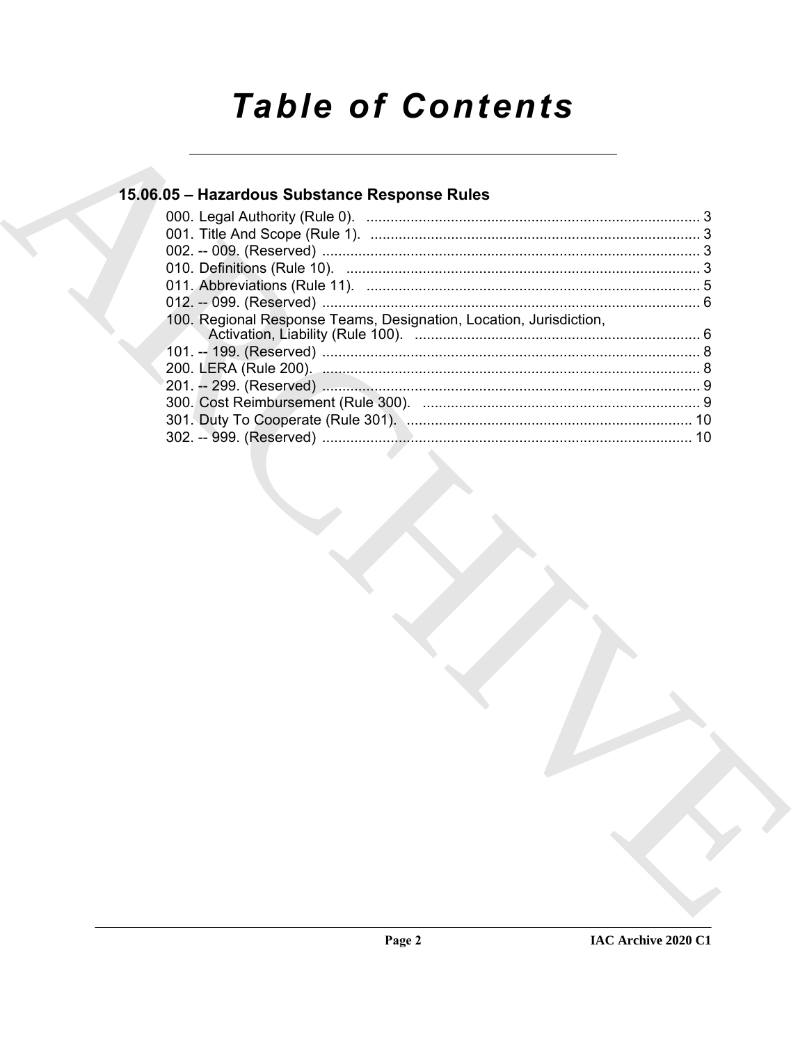# Table of Contents

## 15.06.05 – Hazardous Substance Response Rules

000. Legal Authority (Rule 0). .................................................................................. 3
001. Title And Scope (Rule 1). .................................................................................. 3
002. -- 009. (Reserved) .............................................................................................. 3
010. Definitions (Rule 10). ........................................................................................ 3
011. Abbreviations (Rule 11). ................................................................................... 5
012. -- 099. (Reserved) .............................................................................................. 6
100. Regional Response Teams, Designation, Location, Jurisdiction, Activation, Liability (Rule 100). ....................................................................... 6
101. -- 199. (Reserved) .............................................................................................. 8
200. LERA (Rule 200). .............................................................................................. 8
201. -- 299. (Reserved) .............................................................................................. 9
300. Cost Reimbursement (Rule 300). ..................................................................... 9
301. Duty To Cooperate (Rule 301). ....................................................................... 10
302. -- 999. (Reserved) ............................................................................................ 10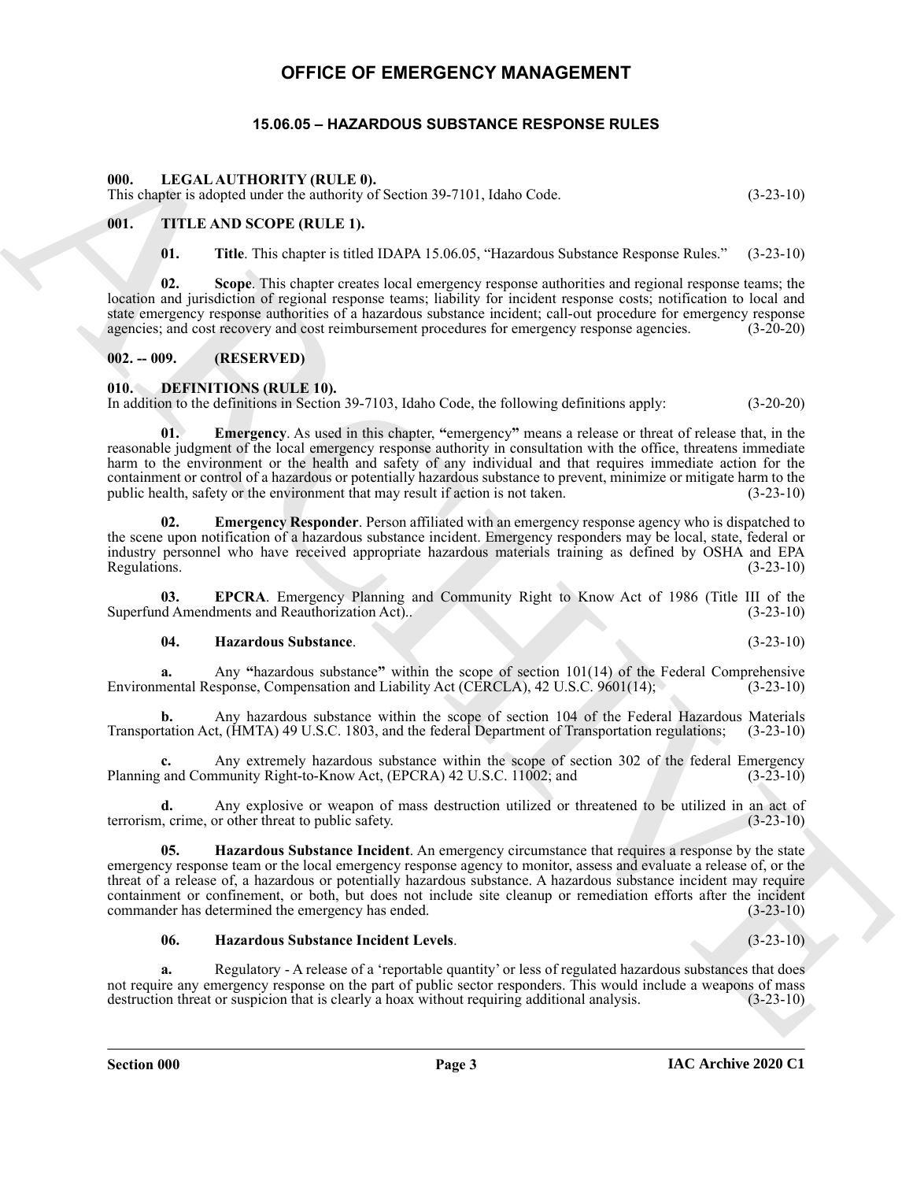# OFFICE OF EMERGENCY MANAGEMENT

## 15.06.05 – HAZARDOUS SUBSTANCE RESPONSE RULES

### 000. LEGAL AUTHORITY (RULE 0).

This chapter is adopted under the authority of Section 39-7101, Idaho Code. (3-23-10)

### 001. TITLE AND SCOPE (RULE 1).

**01. Title**. This chapter is titled IDAPA 15.06.05, "Hazardous Substance Response Rules." (3-23-10)

**02. Scope**. This chapter creates local emergency response authorities and regional response teams; the location and jurisdiction of regional response teams; liability for incident response costs; notification to local and state emergency response authorities of a hazardous substance incident; call-out procedure for emergency response agencies; and cost recovery and cost reimbursement procedures for emergency response agencies. (3-20-20)

### 002. -- 009. (RESERVED)

### 010. DEFINITIONS (RULE 10).

In addition to the definitions in Section 39-7103, Idaho Code, the following definitions apply: (3-20-20)

**01. Emergency**. As used in this chapter, **"**emergency**"** means a release or threat of release that, in the reasonable judgment of the local emergency response authority in consultation with the office, threatens immediate harm to the environment or the health and safety of any individual and that requires immediate action for the containment or control of a hazardous or potentially hazardous substance to prevent, minimize or mitigate harm to the public health, safety or the environment that may result if action is not taken. (3-23-10)

**02. Emergency Responder**. Person affiliated with an emergency response agency who is dispatched to the scene upon notification of a hazardous substance incident. Emergency responders may be local, state, federal or industry personnel who have received appropriate hazardous materials training as defined by OSHA and EPA Regulations. (3-23-10)

**03. EPCRA**. Emergency Planning and Community Right to Know Act of 1986 (Title III of the Superfund Amendments and Reauthorization Act).. (3-23-10)

**04. Hazardous Substance**. (3-23-10)

**a.** Any **"**hazardous substance**"** within the scope of section 101(14) of the Federal Comprehensive Environmental Response, Compensation and Liability Act (CERCLA), 42 U.S.C. 9601(14); (3-23-10)

**b.** Any hazardous substance within the scope of section 104 of the Federal Hazardous Materials Transportation Act, (HMTA) 49 U.S.C. 1803, and the federal Department of Transportation regulations; (3-23-10)

**c.** Any extremely hazardous substance within the scope of section 302 of the federal Emergency Planning and Community Right-to-Know Act, (EPCRA) 42 U.S.C. 11002; and (3-23-10)

**d.** Any explosive or weapon of mass destruction utilized or threatened to be utilized in an act of terrorism, crime, or other threat to public safety. (3-23-10)

**05. Hazardous Substance Incident**. An emergency circumstance that requires a response by the state emergency response team or the local emergency response agency to monitor, assess and evaluate a release of, or the threat of a release of, a hazardous or potentially hazardous substance. A hazardous substance incident may require containment or confinement, or both, but does not include site cleanup or remediation efforts after the incident commander has determined the emergency has ended. (3-23-10)

**06. Hazardous Substance Incident Levels**. (3-23-10)

**a.** Regulatory - A release of a 'reportable quantity' or less of regulated hazardous substances that does not require any emergency response on the part of public sector responders. This would include a weapons of mass destruction threat or suspicion that is clearly a hoax without requiring additional analysis. (3-23-10)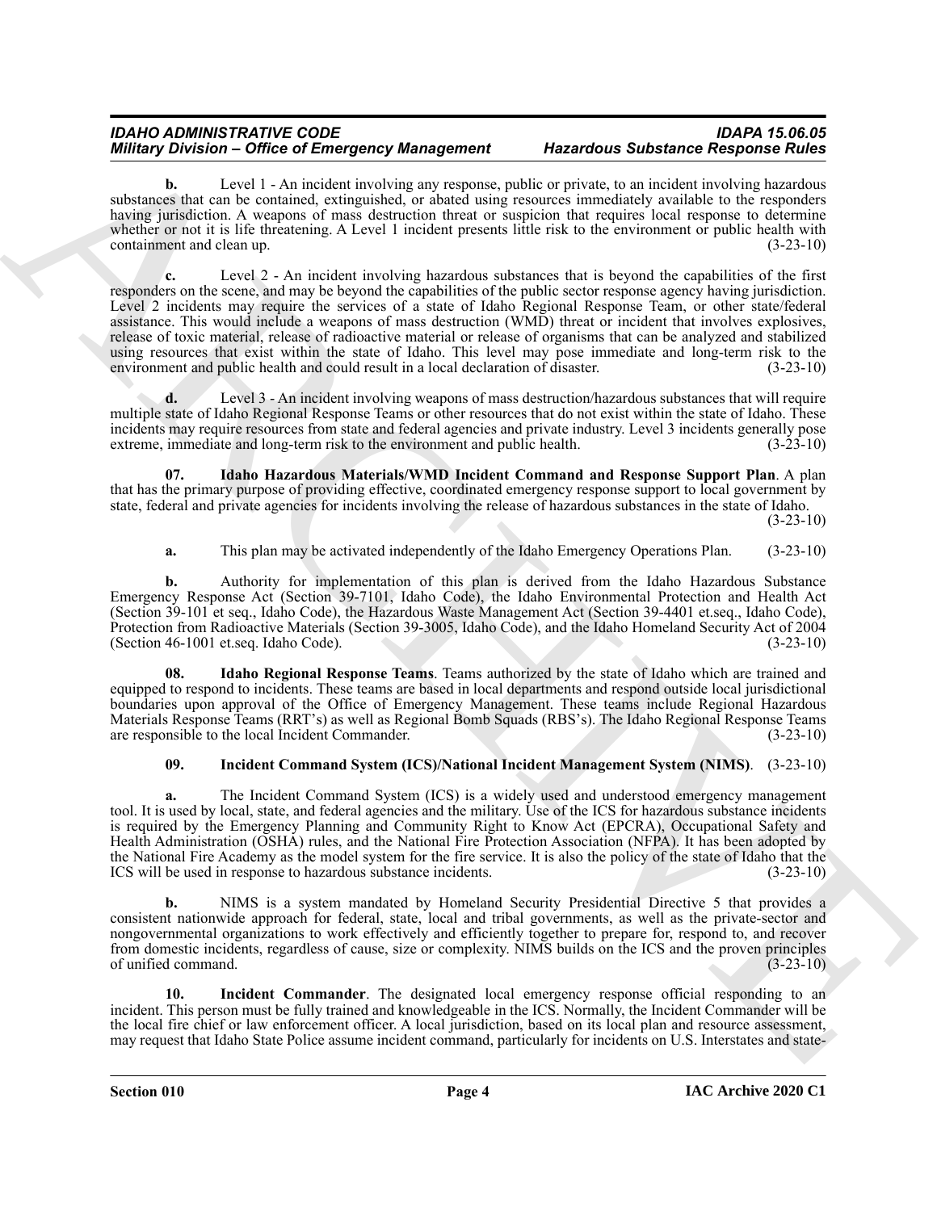**b.** Level 1 - An incident involving any response, public or private, to an incident involving hazardous substances that can be contained, extinguished, or abated using resources immediately available to the responders having jurisdiction. A weapons of mass destruction threat or suspicion that requires local response to determine whether or not it is life threatening. A Level 1 incident presents little risk to the environment or public health with containment and clean up. (3-23-10)

**c.** Level 2 - An incident involving hazardous substances that is beyond the capabilities of the first responders on the scene, and may be beyond the capabilities of the public sector response agency having jurisdiction. Level 2 incidents may require the services of a state of Idaho Regional Response Team, or other state/federal assistance. This would include a weapons of mass destruction (WMD) threat or incident that involves explosives, release of toxic material, release of radioactive material or release of organisms that can be analyzed and stabilized using resources that exist within the state of Idaho. This level may pose immediate and long-term risk to the environment and public health and could result in a local declaration of disaster. (3-23-10)

**d.** Level 3 - An incident involving weapons of mass destruction/hazardous substances that will require multiple state of Idaho Regional Response Teams or other resources that do not exist within the state of Idaho. These incidents may require resources from state and federal agencies and private industry. Level 3 incidents generally pose extreme, immediate and long-term risk to the environment and public health. (3-23-10)

**07. Idaho Hazardous Materials/WMD Incident Command and Response Support Plan**. A plan that has the primary purpose of providing effective, coordinated emergency response support to local government by state, federal and private agencies for incidents involving the release of hazardous substances in the state of Idaho. (3-23-10)

**a.** This plan may be activated independently of the Idaho Emergency Operations Plan. (3-23-10)

**b.** Authority for implementation of this plan is derived from the Idaho Hazardous Substance Emergency Response Act (Section 39-7101, Idaho Code), the Idaho Environmental Protection and Health Act (Section 39-101 et seq., Idaho Code), the Hazardous Waste Management Act (Section 39-4401 et.seq., Idaho Code), Protection from Radioactive Materials (Section 39-3005, Idaho Code), and the Idaho Homeland Security Act of 2004 (Section 46-1001 et.seq. Idaho Code). (3-23-10)

**08. Idaho Regional Response Teams**. Teams authorized by the state of Idaho which are trained and equipped to respond to incidents. These teams are based in local departments and respond outside local jurisdictional boundaries upon approval of the Office of Emergency Management. These teams include Regional Hazardous Materials Response Teams (RRT's) as well as Regional Bomb Squads (RBS's). The Idaho Regional Response Teams are responsible to the local Incident Commander. (3-23-10)

**09. Incident Command System (ICS)/National Incident Management System (NIMS)**. (3-23-10)

**a.** The Incident Command System (ICS) is a widely used and understood emergency management tool. It is used by local, state, and federal agencies and the military. Use of the ICS for hazardous substance incidents is required by the Emergency Planning and Community Right to Know Act (EPCRA), Occupational Safety and Health Administration (OSHA) rules, and the National Fire Protection Association (NFPA). It has been adopted by the National Fire Academy as the model system for the fire service. It is also the policy of the state of Idaho that the ICS will be used in response to hazardous substance incidents. (3-23-10)

**b.** NIMS is a system mandated by Homeland Security Presidential Directive 5 that provides a consistent nationwide approach for federal, state, local and tribal governments, as well as the private-sector and nongovernmental organizations to work effectively and efficiently together to prepare for, respond to, and recover from domestic incidents, regardless of cause, size or complexity. NIMS builds on the ICS and the proven principles of unified command. (3-23-10)

**10. Incident Commander**. The designated local emergency response official responding to an incident. This person must be fully trained and knowledgeable in the ICS. Normally, the Incident Commander will be the local fire chief or law enforcement officer. A local jurisdiction, based on its local plan and resource assessment, may request that Idaho State Police assume incident command, particularly for incidents on U.S. Interstates and state-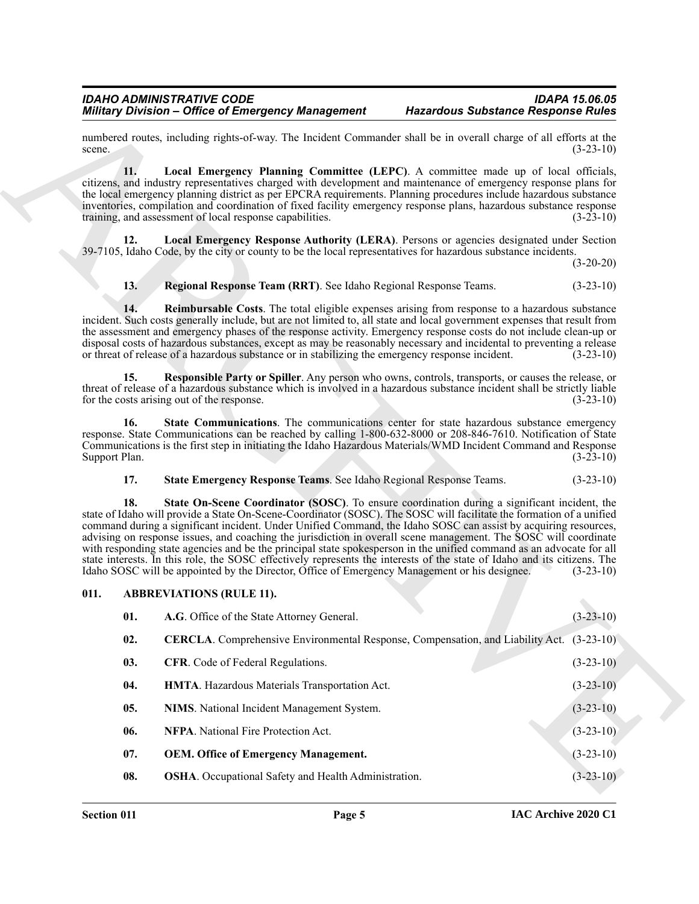numbered routes, including rights-of-way. The Incident Commander shall be in overall charge of all efforts at the scene. (3-23-10)

**11. Local Emergency Planning Committee (LEPC)**. A committee made up of local officials, citizens, and industry representatives charged with development and maintenance of emergency response plans for the local emergency planning district as per EPCRA requirements. Planning procedures include hazardous substance inventories, compilation and coordination of fixed facility emergency response plans, hazardous substance response training, and assessment of local response capabilities. (3-23-10)

**12. Local Emergency Response Authority (LERA)**. Persons or agencies designated under Section 39-7105, Idaho Code, by the city or county to be the local representatives for hazardous substance incidents. (3-20-20)

**13. Regional Response Team (RRT)**. See Idaho Regional Response Teams. (3-23-10)

**14. Reimbursable Costs**. The total eligible expenses arising from response to a hazardous substance incident. Such costs generally include, but are not limited to, all state and local government expenses that result from the assessment and emergency phases of the response activity. Emergency response costs do not include clean-up or disposal costs of hazardous substances, except as may be reasonably necessary and incidental to preventing a release or threat of release of a hazardous substance or in stabilizing the emergency response incident. (3-23-10)

**15. Responsible Party or Spiller**. Any person who owns, controls, transports, or causes the release, or threat of release of a hazardous substance which is involved in a hazardous substance incident shall be strictly liable for the costs arising out of the response. (3-23-10)

**16. State Communications**. The communications center for state hazardous substance emergency response. State Communications can be reached by calling 1-800-632-8000 or 208-846-7610. Notification of State Communications is the first step in initiating the Idaho Hazardous Materials/WMD Incident Command and Response Support Plan. (3-23-10)

**17. State Emergency Response Teams**. See Idaho Regional Response Teams. (3-23-10)

**18. State On-Scene Coordinator (SOSC)**. To ensure coordination during a significant incident, the state of Idaho will provide a State On-Scene-Coordinator (SOSC). The SOSC will facilitate the formation of a unified command during a significant incident. Under Unified Command, the Idaho SOSC can assist by acquiring resources, advising on response issues, and coaching the jurisdiction in overall scene management. The SOSC will coordinate with responding state agencies and be the principal state spokesperson in the unified command as an advocate for all state interests. In this role, the SOSC effectively represents the interests of the state of Idaho and its citizens. The Idaho SOSC will be appointed by the Director, Office of Emergency Management or his designee. (3-23-10)

## 011. ABBREVIATIONS (RULE 11).

**01. A.G**. Office of the State Attorney General. (3-23-10)

**02. CERCLA**. Comprehensive Environmental Response, Compensation, and Liability Act. (3-23-10)

**03. CFR**. Code of Federal Regulations. (3-23-10)

**04. HMTA**. Hazardous Materials Transportation Act. (3-23-10)

**05. NIMS**. National Incident Management System. (3-23-10)

**06. NFPA**. National Fire Protection Act. (3-23-10)

**07. OEM. Office of Emergency Management.** (3-23-10)

**08. OSHA**. Occupational Safety and Health Administration. (3-23-10)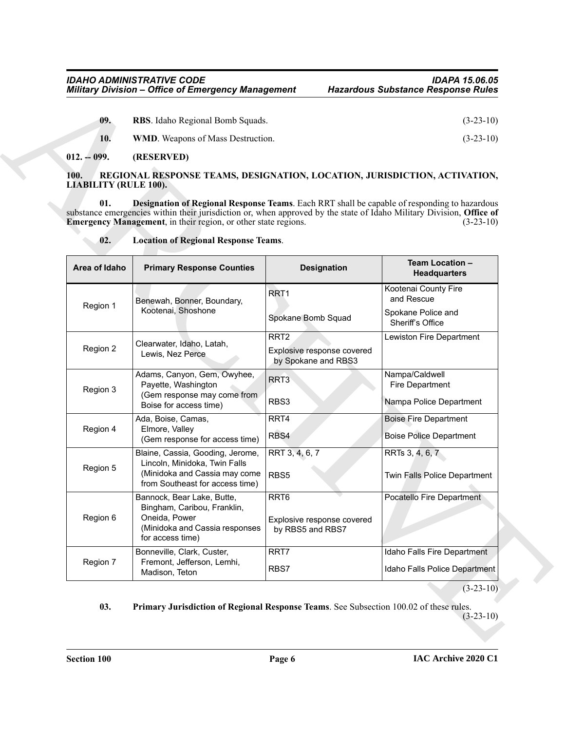**09. RBS**. Idaho Regional Bomb Squads. (3-23-10)

**10. WMD**. Weapons of Mass Destruction. (3-23-10)

**012. -- 099. (RESERVED)**

**100. REGIONAL RESPONSE TEAMS, DESIGNATION, LOCATION, JURISDICTION, ACTIVATION, LIABILITY (RULE 100).**

**01. Designation of Regional Response Teams**. Each RRT shall be capable of responding to hazardous substance emergencies within their jurisdiction or, when approved by the state of Idaho Military Division, **Office of Emergency Management**, in their region, or other state regions. (3-23-10)

**02. Location of Regional Response Teams**.

| Area of Idaho | Primary Response Counties | Designation | Team Location – Headquarters |
|---|---|---|---|
| Region 1 | Benewah, Bonner, Boundary, Kootenai, Shoshone | RRT1 | Kootenai County Fire and Rescue |
| | | Spokane Bomb Squad | Spokane Police and Sheriff's Office |
| Region 2 | Clearwater, Idaho, Latah, Lewis, Nez Perce | RRT2 | Lewiston Fire Department |
| | | Explosive response covered by Spokane and RBS3 | |
| Region 3 | Adams, Canyon, Gem, Owyhee, Payette, Washington (Gem response may come from Boise for access time) | RRT3 | Nampa/Caldwell Fire Department |
| | | RBS3 | Nampa Police Department |
| Region 4 | Ada, Boise, Camas, Elmore, Valley (Gem response for access time) | RRT4 | Boise Fire Department |
| | | RBS4 | Boise Police Department |
| Region 5 | Blaine, Cassia, Gooding, Jerome, Lincoln, Minidoka, Twin Falls (Minidoka and Cassia may come from Southeast for access time) | RRT 3, 4, 6, 7 | RRTs 3, 4, 6, 7 |
| | | RBS5 | Twin Falls Police Department |
| Region 6 | Bannock, Bear Lake, Butte, Bingham, Caribou, Franklin, Oneida, Power (Minidoka and Cassia responses for access time) | RRT6 | Pocatello Fire Department |
| | | Explosive response covered by RBS5 and RBS7 | |
| Region 7 | Bonneville, Clark, Custer, Fremont, Jefferson, Lemhi, Madison, Teton | RRT7 | Idaho Falls Fire Department |
| | | RBS7 | Idaho Falls Police Department |

(3-23-10)

**03. Primary Jurisdiction of Regional Response Teams**. See Subsection 100.02 of these rules. (3-23-10)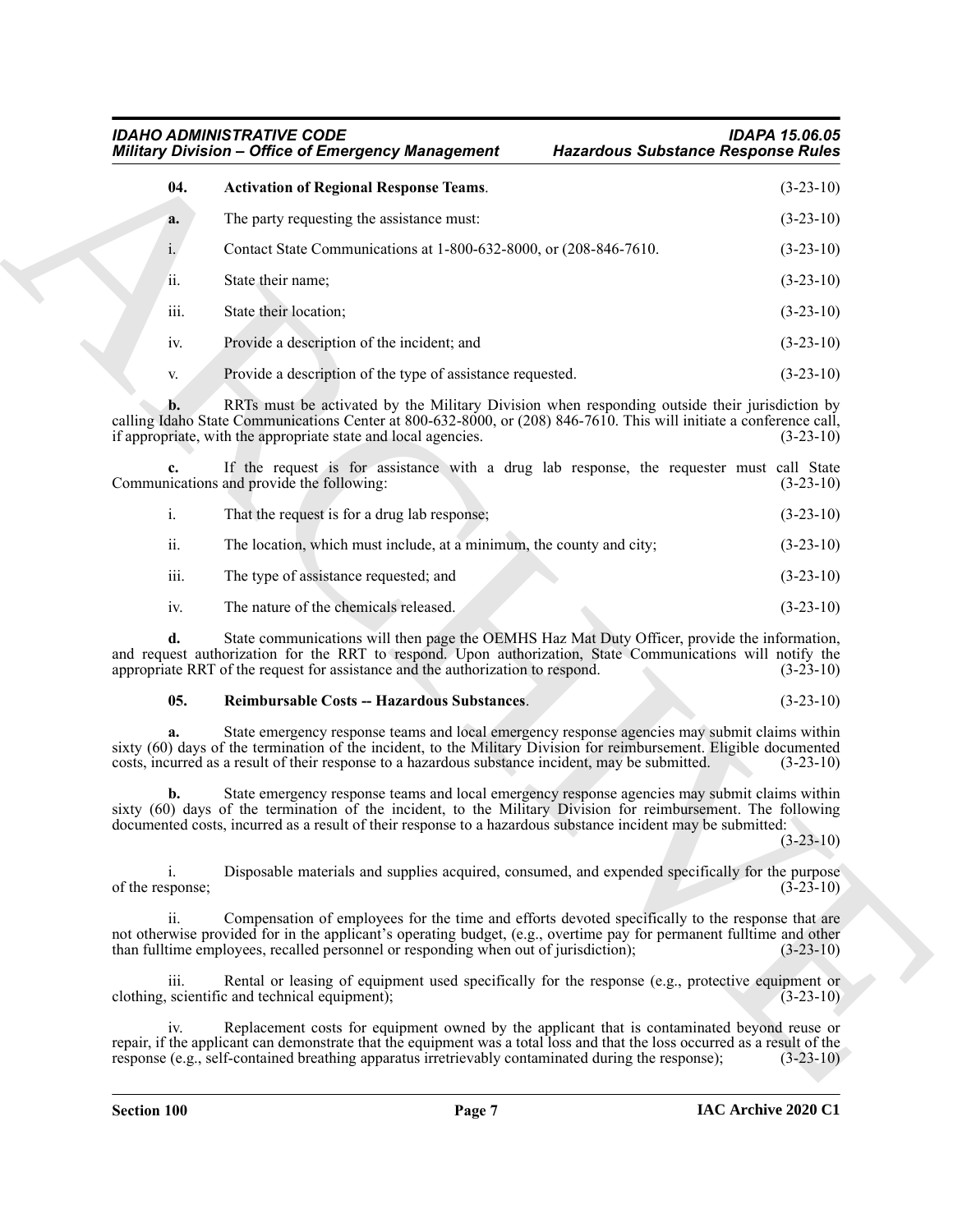**04. Activation of Regional Response Teams**. (3-23-10)

**a.** The party requesting the assistance must: (3-23-10)

i. Contact State Communications at 1-800-632-8000, or (208-846-7610. (3-23-10)

ii. State their name; (3-23-10)

iii. State their location; (3-23-10)

iv. Provide a description of the incident; and (3-23-10)

v. Provide a description of the type of assistance requested. (3-23-10)

**b.** RRTs must be activated by the Military Division when responding outside their jurisdiction by calling Idaho State Communications Center at 800-632-8000, or (208) 846-7610. This will initiate a conference call, if appropriate, with the appropriate state and local agencies. (3-23-10)

**c.** If the request is for assistance with a drug lab response, the requester must call State Communications and provide the following: (3-23-10)

i. That the request is for a drug lab response; (3-23-10)

ii. The location, which must include, at a minimum, the county and city; (3-23-10)

iii. The type of assistance requested; and (3-23-10)

iv. The nature of the chemicals released. (3-23-10)

**d.** State communications will then page the OEMHS Haz Mat Duty Officer, provide the information, and request authorization for the RRT to respond. Upon authorization, State Communications will notify the appropriate RRT of the request for assistance and the authorization to respond. (3-23-10)

**05. Reimbursable Costs -- Hazardous Substances**. (3-23-10)

**a.** State emergency response teams and local emergency response agencies may submit claims within sixty (60) days of the termination of the incident, to the Military Division for reimbursement. Eligible documented costs, incurred as a result of their response to a hazardous substance incident, may be submitted. (3-23-10)

**b.** State emergency response teams and local emergency response agencies may submit claims within sixty (60) days of the termination of the incident, to the Military Division for reimbursement. The following documented costs, incurred as a result of their response to a hazardous substance incident may be submitted: (3-23-10)

i. Disposable materials and supplies acquired, consumed, and expended specifically for the purpose of the response; (3-23-10)

ii. Compensation of employees for the time and efforts devoted specifically to the response that are not otherwise provided for in the applicant's operating budget, (e.g., overtime pay for permanent fulltime and other than fulltime employees, recalled personnel or responding when out of jurisdiction); (3-23-10)

iii. Rental or leasing of equipment used specifically for the response (e.g., protective equipment or clothing, scientific and technical equipment); (3-23-10)

iv. Replacement costs for equipment owned by the applicant that is contaminated beyond reuse or repair, if the applicant can demonstrate that the equipment was a total loss and that the loss occurred as a result of the response (e.g., self-contained breathing apparatus irretrievably contaminated during the response); (3-23-10)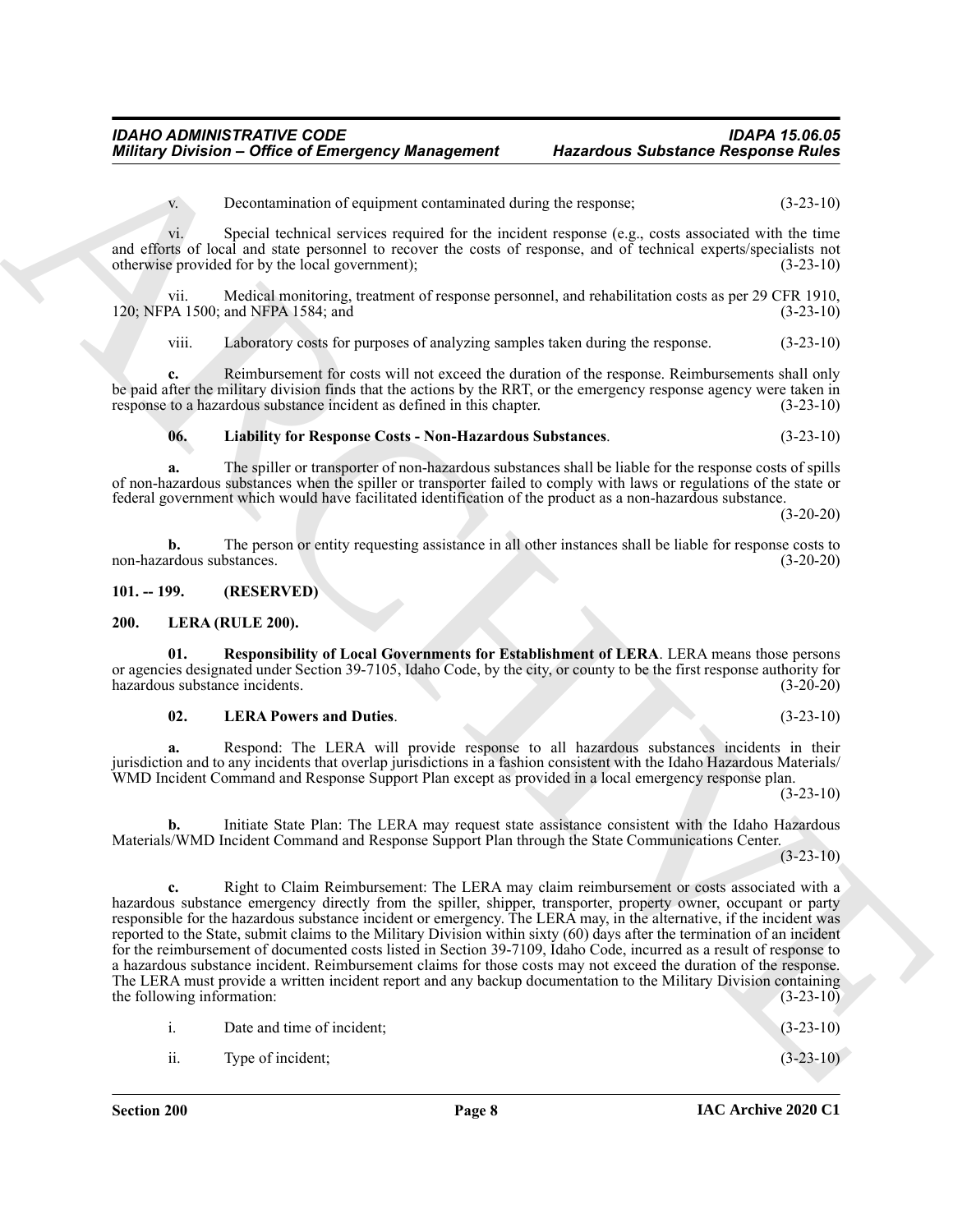v. Decontamination of equipment contaminated during the response; (3-23-10)

vi. Special technical services required for the incident response (e.g., costs associated with the time and efforts of local and state personnel to recover the costs of response, and of technical experts/specialists not otherwise provided for by the local government); (3-23-10)

vii. Medical monitoring, treatment of response personnel, and rehabilitation costs as per 29 CFR 1910, 120; NFPA 1500; and NFPA 1584; and (3-23-10)

viii. Laboratory costs for purposes of analyzing samples taken during the response. (3-23-10)

**c.** Reimbursement for costs will not exceed the duration of the response. Reimbursements shall only be paid after the military division finds that the actions by the RRT, or the emergency response agency were taken in response to a hazardous substance incident as defined in this chapter. (3-23-10)

**06. Liability for Response Costs - Non-Hazardous Substances**. (3-23-10)

**a.** The spiller or transporter of non-hazardous substances shall be liable for the response costs of spills of non-hazardous substances when the spiller or transporter failed to comply with laws or regulations of the state or federal government which would have facilitated identification of the product as a non-hazardous substance. (3-20-20)

**b.** The person or entity requesting assistance in all other instances shall be liable for response costs to non-hazardous substances. (3-20-20)

## 101. -- 199. (RESERVED)

## 200. LERA (RULE 200).

**01. Responsibility of Local Governments for Establishment of LERA**. LERA means those persons or agencies designated under Section 39-7105, Idaho Code, by the city, or county to be the first response authority for hazardous substance incidents. (3-20-20)

**02. LERA Powers and Duties**. (3-23-10)

**a.** Respond: The LERA will provide response to all hazardous substances incidents in their jurisdiction and to any incidents that overlap jurisdictions in a fashion consistent with the Idaho Hazardous Materials/ WMD Incident Command and Response Support Plan except as provided in a local emergency response plan. (3-23-10)

**b.** Initiate State Plan: The LERA may request state assistance consistent with the Idaho Hazardous Materials/WMD Incident Command and Response Support Plan through the State Communications Center. (3-23-10)

**c.** Right to Claim Reimbursement: The LERA may claim reimbursement or costs associated with a hazardous substance emergency directly from the spiller, shipper, transporter, property owner, occupant or party responsible for the hazardous substance incident or emergency. The LERA may, in the alternative, if the incident was reported to the State, submit claims to the Military Division within sixty (60) days after the termination of an incident for the reimbursement of documented costs listed in Section 39-7109, Idaho Code, incurred as a result of response to a hazardous substance incident. Reimbursement claims for those costs may not exceed the duration of the response. The LERA must provide a written incident report and any backup documentation to the Military Division containing the following information: (3-23-10)

i. Date and time of incident; (3-23-10)

ii. Type of incident; (3-23-10)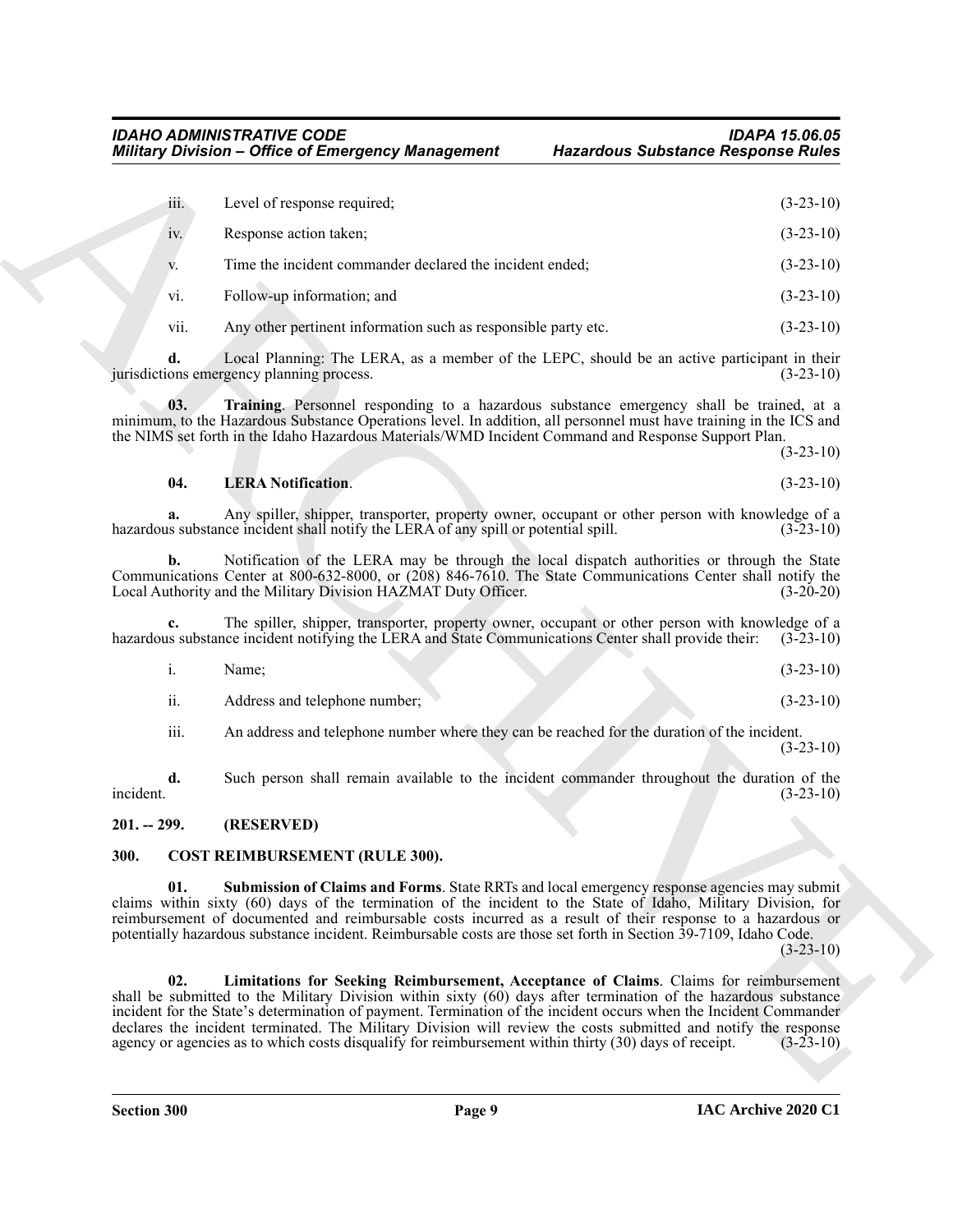iii. Level of response required; (3-23-10)

iv. Response action taken; (3-23-10)

v. Time the incident commander declared the incident ended; (3-23-10)

vi. Follow-up information; and (3-23-10)

vii. Any other pertinent information such as responsible party etc. (3-23-10)

**d.** Local Planning: The LERA, as a member of the LEPC, should be an active participant in their jurisdictions emergency planning process. (3-23-10)

**03. Training**. Personnel responding to a hazardous substance emergency shall be trained, at a minimum, to the Hazardous Substance Operations level. In addition, all personnel must have training in the ICS and the NIMS set forth in the Idaho Hazardous Materials/WMD Incident Command and Response Support Plan. (3-23-10)

**04. LERA Notification**. (3-23-10)

**a.** Any spiller, shipper, transporter, property owner, occupant or other person with knowledge of a hazardous substance incident shall notify the LERA of any spill or potential spill. (3-23-10)

**b.** Notification of the LERA may be through the local dispatch authorities or through the State Communications Center at 800-632-8000, or (208) 846-7610. The State Communications Center shall notify the Local Authority and the Military Division HAZMAT Duty Officer. (3-20-20)

**c.** The spiller, shipper, transporter, property owner, occupant or other person with knowledge of a hazardous substance incident notifying the LERA and State Communications Center shall provide their: (3-23-10)

i. Name; (3-23-10)

ii. Address and telephone number; (3-23-10)

iii. An address and telephone number where they can be reached for the duration of the incident. (3-23-10)

**d.** Such person shall remain available to the incident commander throughout the duration of the incident. (3-23-10)

## 201. -- 299. (RESERVED)

## 300. COST REIMBURSEMENT (RULE 300).

**01. Submission of Claims and Forms**. State RRTs and local emergency response agencies may submit claims within sixty (60) days of the termination of the incident to the State of Idaho, Military Division, for reimbursement of documented and reimbursable costs incurred as a result of their response to a hazardous or potentially hazardous substance incident. Reimbursable costs are those set forth in Section 39-7109, Idaho Code. (3-23-10)

**02. Limitations for Seeking Reimbursement, Acceptance of Claims**. Claims for reimbursement shall be submitted to the Military Division within sixty (60) days after termination of the hazardous substance incident for the State's determination of payment. Termination of the incident occurs when the Incident Commander declares the incident terminated. The Military Division will review the costs submitted and notify the response agency or agencies as to which costs disqualify for reimbursement within thirty (30) days of receipt. (3-23-10)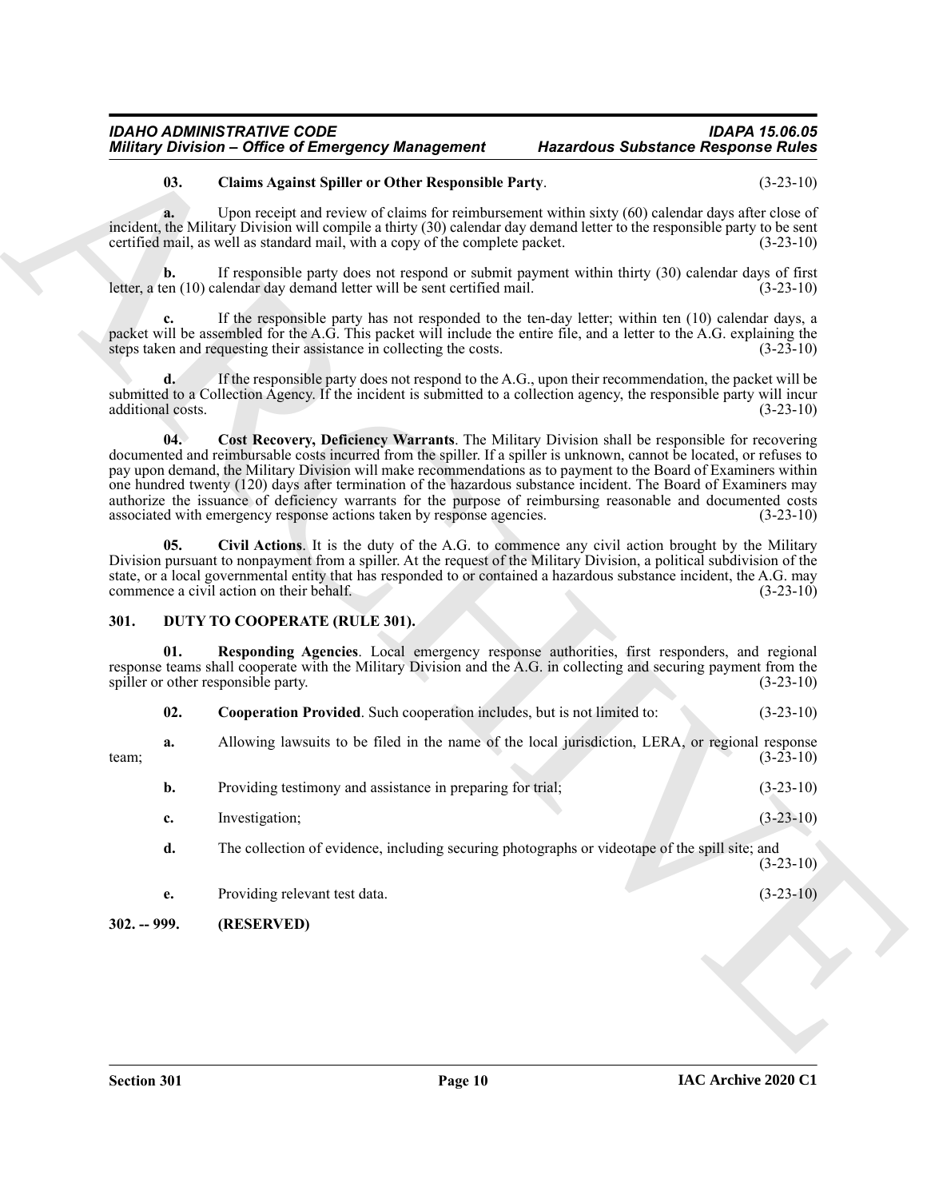**03. Claims Against Spiller or Other Responsible Party**. (3-23-10)

**a.** Upon receipt and review of claims for reimbursement within sixty (60) calendar days after close of incident, the Military Division will compile a thirty (30) calendar day demand letter to the responsible party to be sent certified mail, as well as standard mail, with a copy of the complete packet. (3-23-10)

**b.** If responsible party does not respond or submit payment within thirty (30) calendar days of first letter, a ten (10) calendar day demand letter will be sent certified mail. (3-23-10)

**c.** If the responsible party has not responded to the ten-day letter; within ten (10) calendar days, a packet will be assembled for the A.G. This packet will include the entire file, and a letter to the A.G. explaining the steps taken and requesting their assistance in collecting the costs. (3-23-10)

**d.** If the responsible party does not respond to the A.G., upon their recommendation, the packet will be submitted to a Collection Agency. If the incident is submitted to a collection agency, the responsible party will incur additional costs. (3-23-10)

**04. Cost Recovery, Deficiency Warrants**. The Military Division shall be responsible for recovering documented and reimbursable costs incurred from the spiller. If a spiller is unknown, cannot be located, or refuses to pay upon demand, the Military Division will make recommendations as to payment to the Board of Examiners within one hundred twenty (120) days after termination of the hazardous substance incident. The Board of Examiners may authorize the issuance of deficiency warrants for the purpose of reimbursing reasonable and documented costs associated with emergency response actions taken by response agencies. (3-23-10)

**05. Civil Actions**. It is the duty of the A.G. to commence any civil action brought by the Military Division pursuant to nonpayment from a spiller. At the request of the Military Division, a political subdivision of the state, or a local governmental entity that has responded to or contained a hazardous substance incident, the A.G. may commence a civil action on their behalf. (3-23-10)

## 301. DUTY TO COOPERATE (RULE 301).

**01. Responding Agencies**. Local emergency response authorities, first responders, and regional response teams shall cooperate with the Military Division and the A.G. in collecting and securing payment from the spiller or other responsible party. (3-23-10)

**02. Cooperation Provided**. Such cooperation includes, but is not limited to: (3-23-10)

**a.** Allowing lawsuits to be filed in the name of the local jurisdiction, LERA, or regional response team; (3-23-10)

**b.** Providing testimony and assistance in preparing for trial; (3-23-10)

**c.** Investigation; (3-23-10)

**d.** The collection of evidence, including securing photographs or videotape of the spill site; and (3-23-10)

**e.** Providing relevant test data. (3-23-10)

## 302. -- 999. (RESERVED)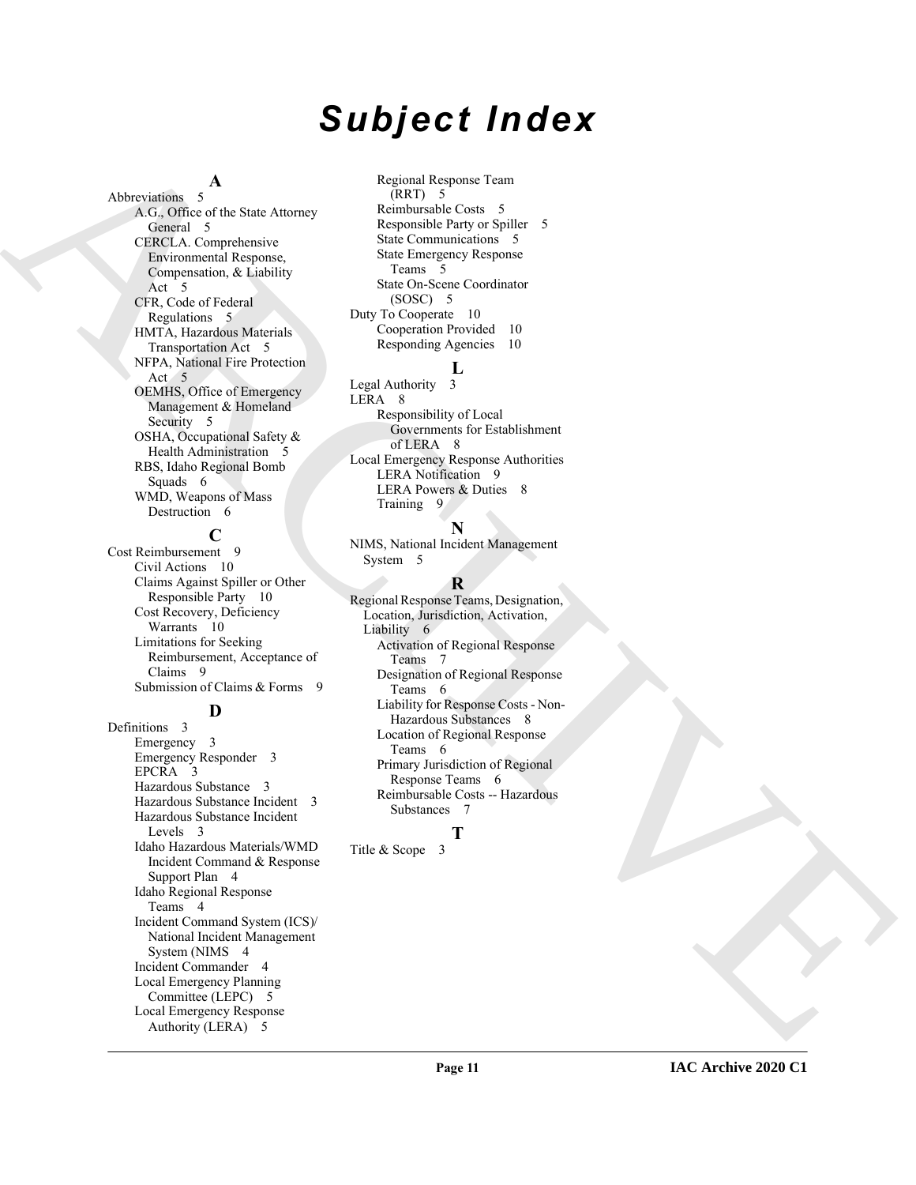# Subject Index

**A**

Abbreviations 5
- A.G., Office of the State Attorney General 5
- CERCLA. Comprehensive Environmental Response, Compensation, & Liability Act 5
- CFR, Code of Federal Regulations 5
- HMTA, Hazardous Materials Transportation Act 5
- NFPA, National Fire Protection Act 5
- OEMHS, Office of Emergency Management & Homeland Security 5
- OSHA, Occupational Safety & Health Administration 5
- RBS, Idaho Regional Bomb Squads 6
- WMD, Weapons of Mass Destruction 6

**C**

Cost Reimbursement 9
- Civil Actions 10
- Claims Against Spiller or Other Responsible Party 10
- Cost Recovery, Deficiency Warrants 10
- Limitations for Seeking Reimbursement, Acceptance of Claims 9
- Submission of Claims & Forms 9

**D**

Definitions 3
- Emergency 3
- Emergency Responder 3
- EPCRA 3
- Hazardous Substance 3
- Hazardous Substance Incident 3
- Hazardous Substance Incident Levels 3
- Idaho Hazardous Materials/WMD Incident Command & Response Support Plan 4
- Idaho Regional Response Teams 4
- Incident Command System (ICS)/ National Incident Management System (NIMS 4
- Incident Commander 4
- Local Emergency Planning Committee (LEPC) 5
- Local Emergency Response Authority (LERA) 5
- Regional Response Team (RRT) 5
- Reimbursable Costs 5
- Responsible Party or Spiller 5
- State Communications 5
- State Emergency Response Teams 5
- State On-Scene Coordinator (SOSC) 5

Duty To Cooperate 10
- Cooperation Provided 10
- Responding Agencies 10

**L**

Legal Authority 3

LERA 8
- Responsibility of Local Governments for Establishment of LERA 8

Local Emergency Response Authorities
- LERA Notification 9
- LERA Powers & Duties 8
- Training 9

**N**

NIMS, National Incident Management System 5

**R**

Regional Response Teams, Designation, Location, Jurisdiction, Activation, Liability 6
- Activation of Regional Response Teams 7
- Designation of Regional Response Teams 6
- Liability for Response Costs - Non-Hazardous Substances 8
- Location of Regional Response Teams 6
- Primary Jurisdiction of Regional Response Teams 6
- Reimbursable Costs -- Hazardous Substances 7

**T**

Title & Scope 3